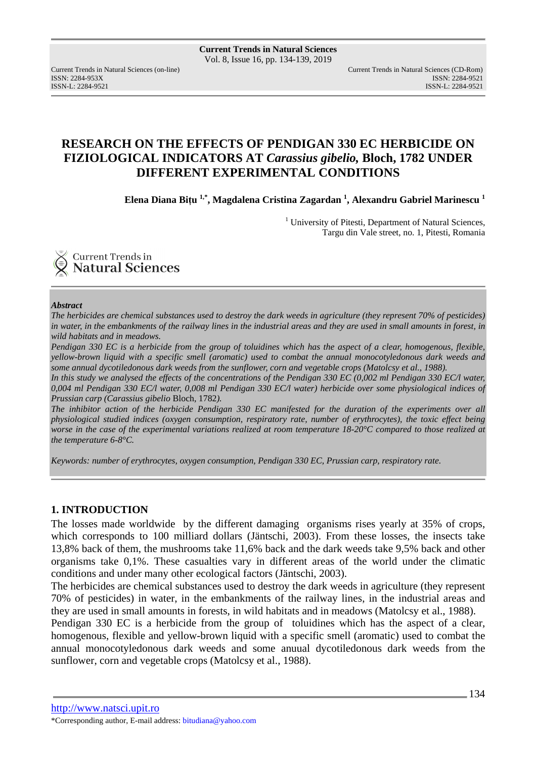# RESEARCH ON THE EFFECTS OF PENDIGAN 330 EC HERBICIDE ON FIZIOLOGICAL INDICATORS AT *Carassius gibelio,* Bloch, 1782 UNDER DIFFERENT EXPERIMENTAL CONDITIONS

**Elena Diana Bițu [1,*], Magdalena Cristina Zagardan [1], Alexandru Gabriel Marinescu [1]**

[1] University of Pitesti, Department of Natural Sciences, Targu din Vale street, no. 1, Pitesti, Romania

***Abstract***

*The herbicides are chemical substances used to destroy the dark weeds in agriculture (they represent 70% of pesticides) in water, in the embankments of the railway lines in the industrial areas and they are used in small amounts in forest, in wild habitats and in meadows.*

*Pendigan 330 EC is a herbicide from the group of toluidines which has the aspect of a clear, homogenous, flexible, yellow-brown liquid with a specific smell (aromatic) used to combat the annual monocotyledonous dark weeds and some annual dycotiledonous dark weeds from the sunflower, corn and vegetable crops (Matolcsy et al., 1988).*

*In this study we analysed the effects of the concentrations of the Pendigan 330 EC (0,002 ml Pendigan 330 EC/l water, 0,004 ml Pendigan 330 EC/l water, 0,008 ml Pendigan 330 EC/l water) herbicide over some physiological indices of Prussian carp (Carassius gibelio* Bloch, 1782*).*

*The inhibitor action of the herbicide Pendigan 330 EC manifested for the duration of the experiments over all physiological studied indices (oxygen consumption, respiratory rate, number of erythrocytes), the toxic effect being worse in the case of the experimental variations realized at room temperature 18-20°C compared to those realized at the temperature 6-8°C.*

*Keywords: number of erythrocytes, oxygen consumption, Pendigan 330 EC, Prussian carp, respiratory rate.*

## 1. INTRODUCTION

The losses made worldwide by the different damaging organisms rises yearly at 35% of crops, which corresponds to 100 milliard dollars (Jäntschi, 2003). From these losses, the insects take 13,8% back of them, the mushrooms take 11,6% back and the dark weeds take 9,5% back and other organisms take 0,1%. These casualties vary in different areas of the world under the climatic conditions and under many other ecological factors (Jäntschi, 2003).

The herbicides are chemical substances used to destroy the dark weeds in agriculture (they represent 70% of pesticides) in water, in the embankments of the railway lines, in the industrial areas and they are used in small amounts in forests, in wild habitats and in meadows (Matolcsy et al., 1988).

Pendigan 330 EC is a herbicide from the group of toluidines which has the aspect of a clear, homogenous, flexible and yellow-brown liquid with a specific smell (aromatic) used to combat the annual monocotyledonous dark weeds and some anuual dycotiledonous dark weeds from the sunflower, corn and vegetable crops (Matolcsy et al., 1988).

*Corresponding author, E-mail address: bitudiana@yahoo.com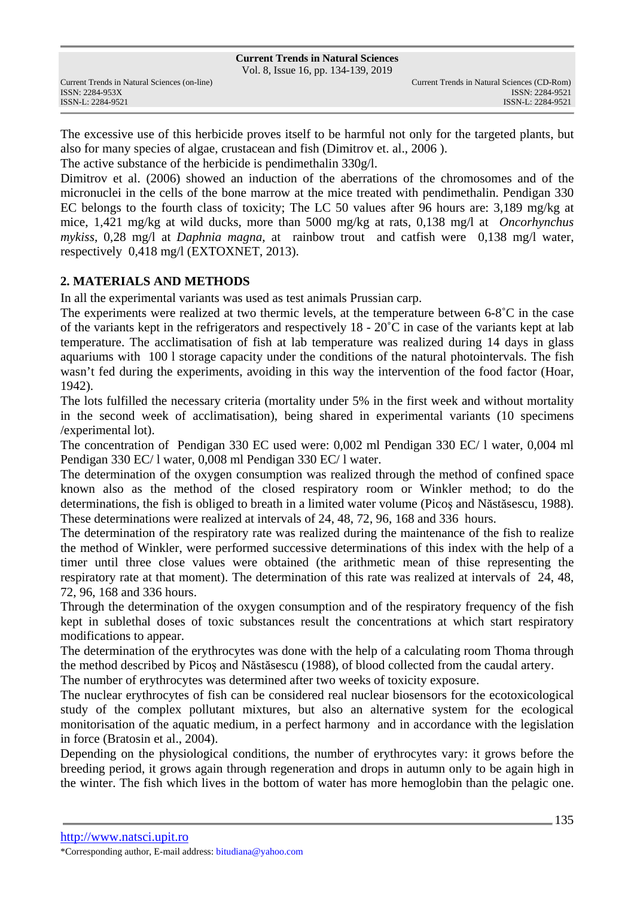The excessive use of this herbicide proves itself to be harmful not only for the targeted plants, but also for many species of algae, crustacean and fish (Dimitrov et. al., 2006 ).

The active substance of the herbicide is pendimethalin 330g/l.

Dimitrov et al. (2006) showed an induction of the aberrations of the chromosomes and of the micronuclei in the cells of the bone marrow at the mice treated with pendimethalin. Pendigan 330 EC belongs to the fourth class of toxicity; The LC 50 values after 96 hours are: 3,189 mg/kg at mice, 1,421 mg/kg at wild ducks, more than 5000 mg/kg at rats, 0,138 mg/l at *Oncorhynchus mykiss*, 0,28 mg/l at *Daphnia magna*, at rainbow trout and catfish were 0,138 mg/l water, respectively 0,418 mg/l (EXTOXNET, 2013).

## 2. MATERIALS AND METHODS

In all the experimental variants was used as test animals Prussian carp.

The experiments were realized at two thermic levels, at the temperature between 6-8˚C in the case of the variants kept in the refrigerators and respectively 18 - 20˚C in case of the variants kept at lab temperature. The acclimatisation of fish at lab temperature was realized during 14 days in glass aquariums with 100 l storage capacity under the conditions of the natural photointervals. The fish wasn't fed during the experiments, avoiding in this way the intervention of the food factor (Hoar, 1942).

The lots fulfilled the necessary criteria (mortality under 5% in the first week and without mortality in the second week of acclimatisation), being shared in experimental variants (10 specimens /experimental lot).

The concentration of Pendigan 330 EC used were: 0,002 ml Pendigan 330 EC/ l water, 0,004 ml Pendigan 330 EC/ l water, 0,008 ml Pendigan 330 EC/ l water.

The determination of the oxygen consumption was realized through the method of confined space known also as the method of the closed respiratory room or Winkler method; to do the determinations, the fish is obliged to breath in a limited water volume (Picoş and Năstăsescu, 1988). These determinations were realized at intervals of 24, 48, 72, 96, 168 and 336 hours.

The determination of the respiratory rate was realized during the maintenance of the fish to realize the method of Winkler, were performed successive determinations of this index with the help of a timer until three close values were obtained (the arithmetic mean of thise representing the respiratory rate at that moment). The determination of this rate was realized at intervals of 24, 48, 72, 96, 168 and 336 hours.

Through the determination of the oxygen consumption and of the respiratory frequency of the fish kept in sublethal doses of toxic substances result the concentrations at which start respiratory modifications to appear.

The determination of the erythrocytes was done with the help of a calculating room Thoma through the method described by Picoş and Năstăsescu (1988), of blood collected from the caudal artery.

The number of erythrocytes was determined after two weeks of toxicity exposure.

The nuclear erythrocytes of fish can be considered real nuclear biosensors for the ecotoxicological study of the complex pollutant mixtures, but also an alternative system for the ecological monitorisation of the aquatic medium, in a perfect harmony and in accordance with the legislation in force (Bratosin et al., 2004).

Depending on the physiological conditions, the number of erythrocytes vary: it grows before the breeding period, it grows again through regeneration and drops in autumn only to be again high in the winter. The fish which lives in the bottom of water has more hemoglobin than the pelagic one.

http://www.natsci.upit.ro

*Corresponding author, E-mail address: bitudiana@yahoo.com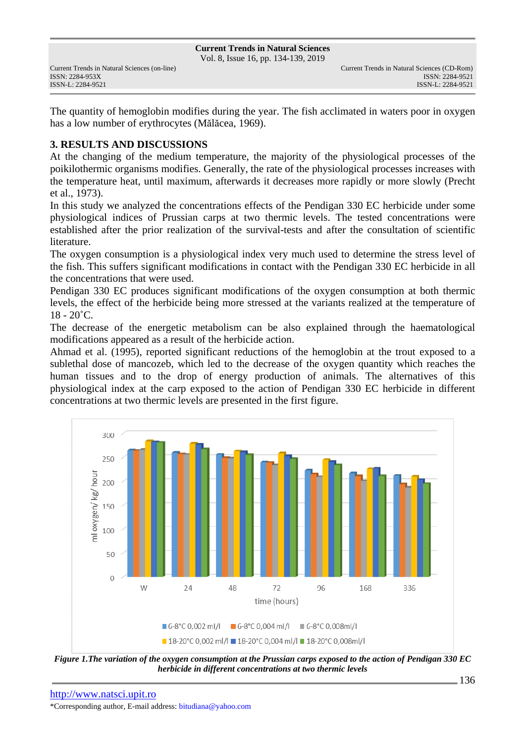The quantity of hemoglobin modifies during the year. The fish acclimated in waters poor in oxygen has a low number of erythrocytes (Mălăcea, 1969).

## 3. RESULTS AND DISCUSSIONS

At the changing of the medium temperature, the majority of the physiological processes of the poikilothermic organisms modifies. Generally, the rate of the physiological processes increases with the temperature heat, until maximum, afterwards it decreases more rapidly or more slowly (Precht et al., 1973).

In this study we analyzed the concentrations effects of the Pendigan 330 EC herbicide under some physiological indices of Prussian carps at two thermic levels. The tested concentrations were established after the prior realization of the survival-tests and after the consultation of scientific literature.

The oxygen consumption is a physiological index very much used to determine the stress level of the fish. This suffers significant modifications in contact with the Pendigan 330 EC herbicide in all the concentrations that were used.

Pendigan 330 EC produces significant modifications of the oxygen consumption at both thermic levels, the effect of the herbicide being more stressed at the variants realized at the temperature of 18 - 20˚C.

The decrease of the energetic metabolism can be also explained through the haematological modifications appeared as a result of the herbicide action.

Ahmad et al. (1995), reported significant reductions of the hemoglobin at the trout exposed to a sublethal dose of mancozeb, which led to the decrease of the oxygen quantity which reaches the human tissues and to the drop of energy production of animals. The alternatives of this physiological index at the carp exposed to the action of Pendigan 330 EC herbicide in different concentrations at two thermic levels are presented in the first figure.

***Figure 1.The variation of the oxygen consumption at the Prussian carps exposed to the action of Pendigan 330 EC herbicide in different concentrations at two thermic levels***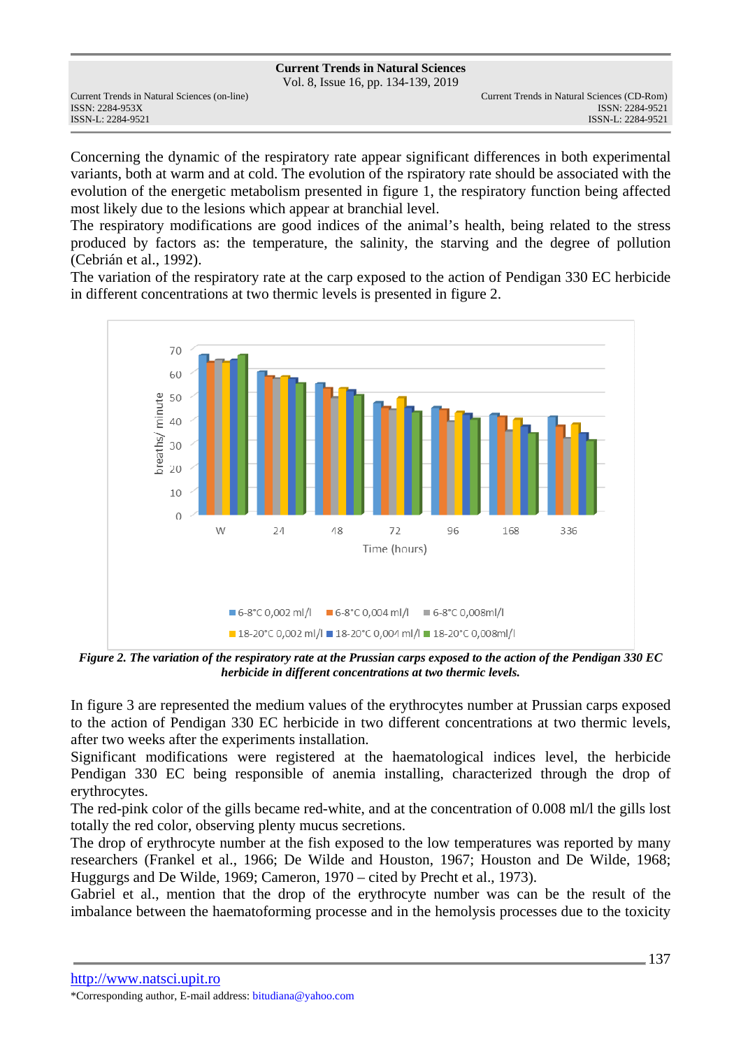Concerning the dynamic of the respiratory rate appear significant differences in both experimental variants, both at warm and at cold. The evolution of the rspiratory rate should be associated with the evolution of the energetic metabolism presented in figure 1, the respiratory function being affected most likely due to the lesions which appear at branchial level.

The respiratory modifications are good indices of the animal's health, being related to the stress produced by factors as: the temperature, the salinity, the starving and the degree of pollution (Cebrián et al., 1992).

The variation of the respiratory rate at the carp exposed to the action of Pendigan 330 EC herbicide in different concentrations at two thermic levels is presented in figure 2.

***Figure 2. The variation of the respiratory rate at the Prussian carps exposed to the action of the Pendigan 330 EC herbicide in different concentrations at two thermic levels.***

In figure 3 are represented the medium values of the erythrocytes number at Prussian carps exposed to the action of Pendigan 330 EC herbicide in two different concentrations at two thermic levels, after two weeks after the experiments installation.

Significant modifications were registered at the haematological indices level, the herbicide Pendigan 330 EC being responsible of anemia installing, characterized through the drop of erythrocytes.

The red-pink color of the gills became red-white, and at the concentration of 0.008 ml/l the gills lost totally the red color, observing plenty mucus secretions.

The drop of erythrocyte number at the fish exposed to the low temperatures was reported by many researchers (Frankel et al., 1966; De Wilde and Houston, 1967; Houston and De Wilde, 1968; Huggurgs and De Wilde, 1969; Cameron, 1970 – cited by Precht et al., 1973).

Gabriel et al., mention that the drop of the erythrocyte number was can be the result of the imbalance between the haematoforming processe and in the hemolysis processes due to the toxicity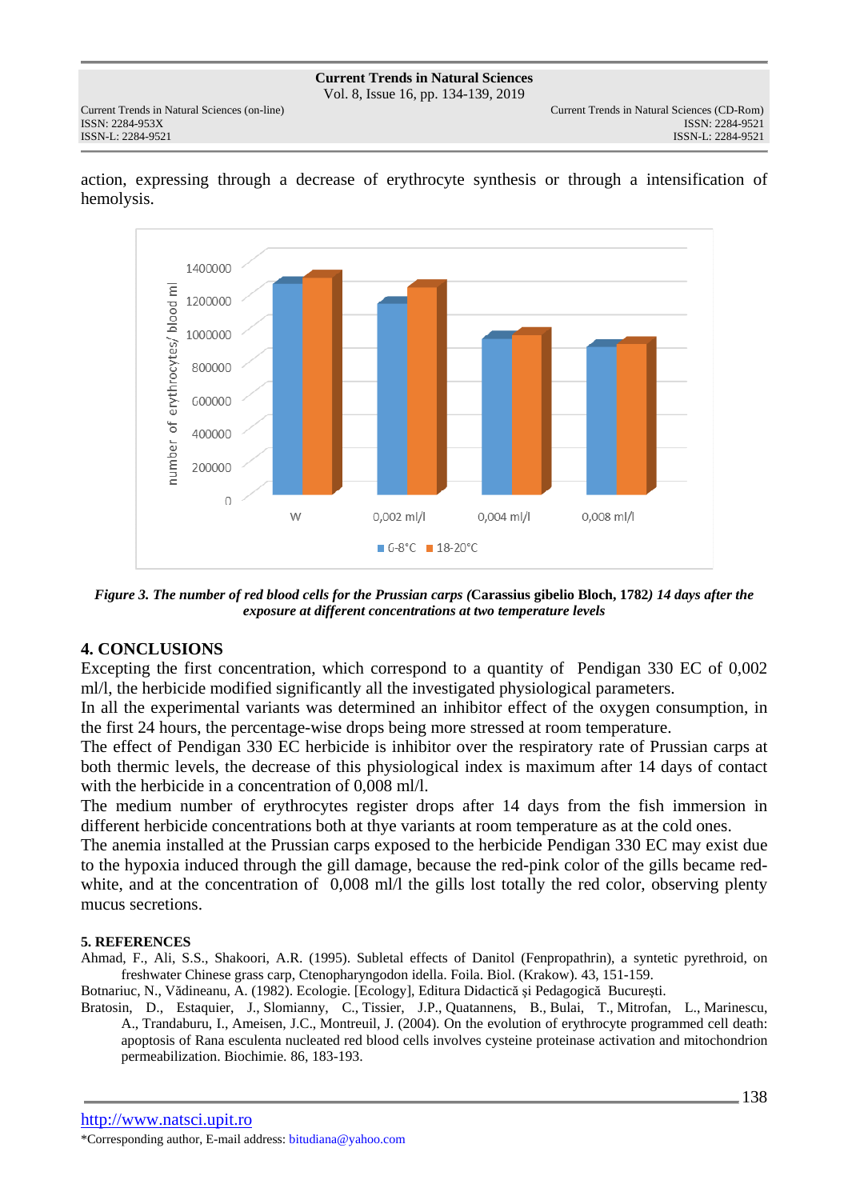action, expressing through a decrease of erythrocyte synthesis or through a intensification of hemolysis.

*Figure 3. The number of red blood cells for the Prussian carps (***Carassius gibelio Bloch, 1782***) 14 days after the exposure at different concentrations at two temperature levels*

## 4. CONCLUSIONS

Excepting the first concentration, which correspond to a quantity of Pendigan 330 EC of 0,002 ml/l, the herbicide modified significantly all the investigated physiological parameters.

In all the experimental variants was determined an inhibitor effect of the oxygen consumption, in the first 24 hours, the percentage-wise drops being more stressed at room temperature.

The effect of Pendigan 330 EC herbicide is inhibitor over the respiratory rate of Prussian carps at both thermic levels, the decrease of this physiological index is maximum after 14 days of contact with the herbicide in a concentration of 0,008 ml/l.

The medium number of erythrocytes register drops after 14 days from the fish immersion in different herbicide concentrations both at thye variants at room temperature as at the cold ones.

The anemia installed at the Prussian carps exposed to the herbicide Pendigan 330 EC may exist due to the hypoxia induced through the gill damage, because the red-pink color of the gills became red-white, and at the concentration of 0,008 ml/l the gills lost totally the red color, observing plenty mucus secretions.

## 5. REFERENCES

Ahmad, F., Ali, S.S., Shakoori, A.R. (1995). Subletal effects of Danitol (Fenpropathrin), a syntetic pyrethroid, on freshwater Chinese grass carp, Ctenopharyngodon idella. Foila. Biol. (Krakow). 43, 151-159.

Botnariuc, N., Vădineanu, A. (1982). Ecologie. [Ecology], Editura Didactică şi Pedagogică Bucureşti.

Bratosin, D., Estaquier, J., Slomianny, C., Tissier, J.P., Quatannens, B., Bulai, T., Mitrofan, L., Marinescu, A., Trandaburu, I., Ameisen, J.C., Montreuil, J. (2004). On the evolution of erythrocyte programmed cell death: apoptosis of Rana esculenta nucleated red blood cells involves cysteine proteinase activation and mitochondrion permeabilization. Biochimie. 86, 183-193.

http://www.natsci.upit.ro

*Corresponding author, E-mail address: bitudiana@yahoo.com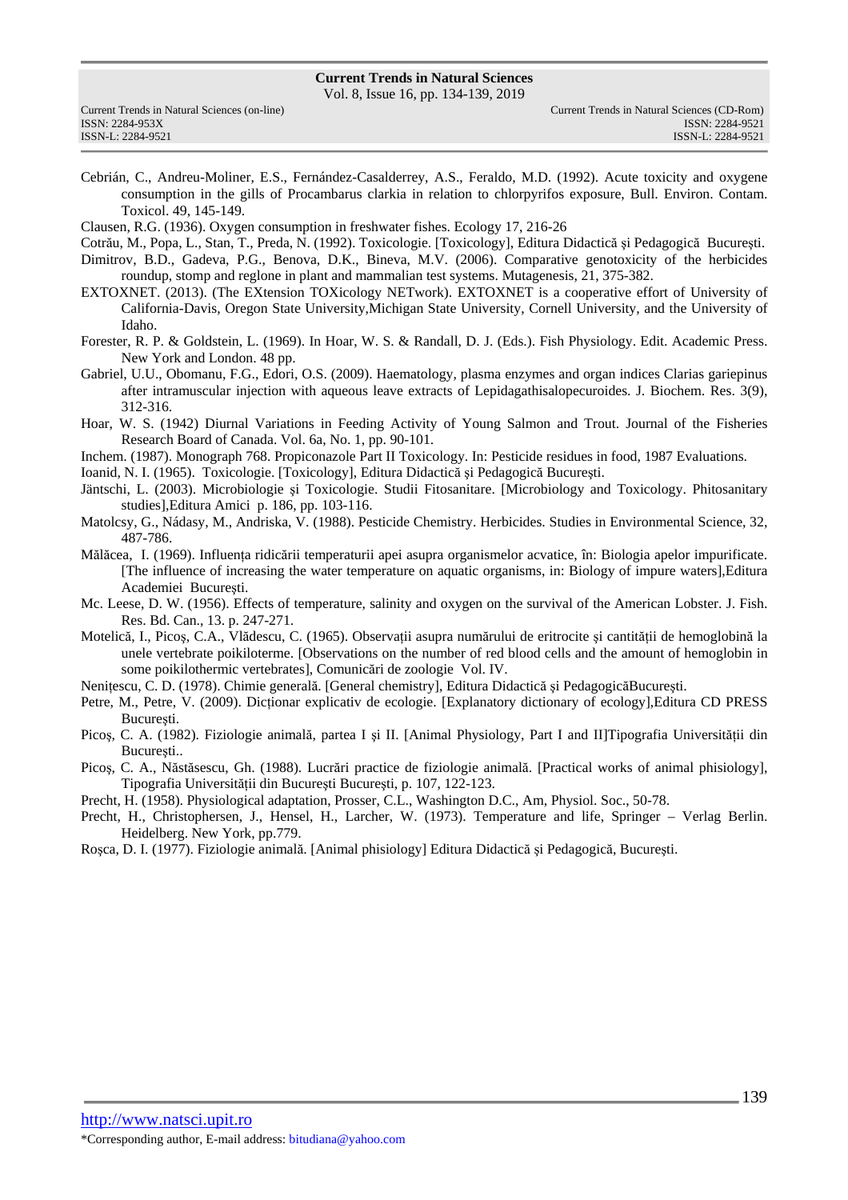Cebrián, C., Andreu-Moliner, E.S., Fernández-Casalderrey, A.S., Feraldo, M.D. (1992). Acute toxicity and oxygene consumption in the gills of Procambarus clarkia in relation to chlorpyrifos exposure, Bull. Environ. Contam. Toxicol. 49, 145-149.

Clausen, R.G. (1936). Oxygen consumption in freshwater fishes. Ecology 17, 216-26

Cotrău, M., Popa, L., Stan, T., Preda, N. (1992). Toxicologie. [Toxicology], Editura Didactică şi Pedagogică București.

Dimitrov, B.D., Gadeva, P.G., Benova, D.K., Bineva, M.V. (2006). Comparative genotoxicity of the herbicides roundup, stomp and reglone in plant and mammalian test systems. Mutagenesis, 21, 375-382.

EXTOXNET. (2013). (The EXtension TOXicology NETwork). EXTOXNET is a cooperative effort of University of California-Davis, Oregon State University,Michigan State University, Cornell University, and the University of Idaho.

Forester, R. P. & Goldstein, L. (1969). In Hoar, W. S. & Randall, D. J. (Eds.). Fish Physiology. Edit. Academic Press. New York and London. 48 pp.

Gabriel, U.U., Obomanu, F.G., Edori, O.S. (2009). Haematology, plasma enzymes and organ indices Clarias gariepinus after intramuscular injection with aqueous leave extracts of Lepidagathisalopecuroides. J. Biochem. Res. 3(9), 312-316.

Hoar, W. S. (1942) Diurnal Variations in Feeding Activity of Young Salmon and Trout. Journal of the Fisheries Research Board of Canada. Vol. 6a, No. 1, pp. 90-101.

Inchem. (1987). Monograph 768. Propiconazole Part II Toxicology. In: Pesticide residues in food, 1987 Evaluations.

Ioanid, N. I. (1965). Toxicologie. [Toxicology], Editura Didactică şi Pedagogică Bucureşti.

Jäntschi, L. (2003). Microbiologie şi Toxicologie. Studii Fitosanitare. [Microbiology and Toxicology. Phitosanitary studies],Editura Amici p. 186, pp. 103-116.

Matolcsy, G., Nádasy, M., Andriska, V. (1988). Pesticide Chemistry. Herbicides. Studies in Environmental Science, 32, 487-786.

Mălăcea, I. (1969). Influența ridicării temperaturii apei asupra organismelor acvatice, în: Biologia apelor impurificate. [The influence of increasing the water temperature on aquatic organisms, in: Biology of impure waters],Editura Academiei București.

Mc. Leese, D. W. (1956). Effects of temperature, salinity and oxygen on the survival of the American Lobster. J. Fish. Res. Bd. Can., 13. p. 247-271.

Motelică, I., Picoş, C.A., Vlădescu, C. (1965). Observații asupra numărului de eritrocite şi cantității de hemoglobină la unele vertebrate poikiloterme. [Observations on the number of red blood cells and the amount of hemoglobin in some poikilothermic vertebrates], Comunicări de zoologie Vol. IV.

Nenițescu, C. D. (1978). Chimie generală. [General chemistry], Editura Didactică şi PedagogicăBucureşti.

Petre, M., Petre, V. (2009). Dicționar explicativ de ecologie. [Explanatory dictionary of ecology],Editura CD PRESS Bucureşti.

Picoş, C. A. (1982). Fiziologie animală, partea I şi II. [Animal Physiology, Part I and II]Tipografia Universității din Bucureşti..

Picoş, C. A., Năstăsescu, Gh. (1988). Lucrări practice de fiziologie animală. [Practical works of animal phisiology], Tipografia Universității din Bucureşti Bucureşti, p. 107, 122-123.

Precht, H. (1958). Physiological adaptation, Prosser, C.L., Washington D.C., Am, Physiol. Soc., 50-78.

Precht, H., Christophersen, J., Hensel, H., Larcher, W. (1973). Temperature and life, Springer – Verlag Berlin. Heidelberg. New York, pp.779.

Roşca, D. I. (1977). Fiziologie animală. [Animal phisiology] Editura Didactică şi Pedagogică, Bucureşti.